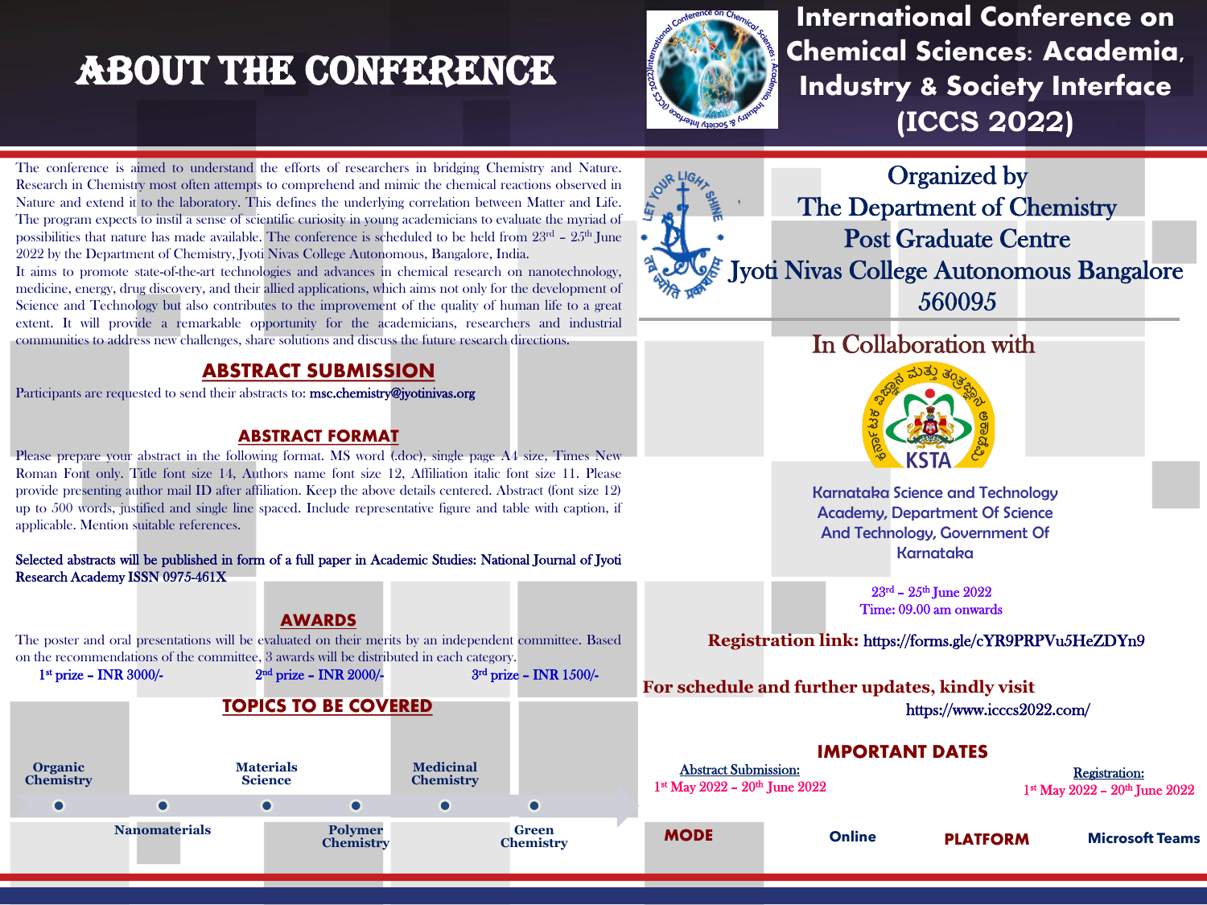# ABOUT THE CONFERENCE

The conference is aimed to understand the efforts of researchers in bridging Chemistry and Nature. Research in Chemistry most often attempts to comprehend and mimic the chemical reactions observed in Nature and extend it to the laboratory. This defines the underlying correlation between Matter and Life. The program expects to instil a sense of scientific curiosity in young academicians to evaluate the myriad of possibilities that nature has made available. The conference is scheduled to be held from 23rd – 25th June 2022 by the Department of Chemistry, Jyoti Nivas College Autonomous, Bangalore, India.

It aims to promote state-of-the-art technologies and advances in chemical research on nanotechnology, medicine, energy, drug discovery, and their allied applications, which aims not only for the development of Science and Technology but also contributes to the improvement of the quality of human life to a great extent. It will provide a remarkable opportunity for the academicians, researchers and industrial communities to address new challenges, share solutions and discuss the future research directions.

## ABSTRACT SUBMISSION

Participants are requested to send their abstracts to: msc.chemistry@jyotinivas.org

## ABSTRACT FORMAT

Please prepare your abstract in the following format. MS word (.doc), single page A4 size, Times New Roman Font only. Title font size 14, Authors name font size 12, Affiliation italic font size 11. Please provide presenting author mail ID after affiliation. Keep the above details centered. Abstract (font size 12) up to 500 words, justified and single line spaced. Include representative figure and table with caption, if applicable. Mention suitable references.

Selected abstracts will be published in form of a full paper in Academic Studies: National Journal of Jyoti Research Academy ISSN 0975-461X

## AWARDS

The poster and oral presentations will be evaluated on their merits by an independent committee. Based on the recommendations of the committee, 3 awards will be distributed in each category.

1st prize – INR 3000/- 2nd prize – INR 2000/- 3rd prize – INR 1500/-

## TOPICS TO BE COVERED

- Organic Chemistry
- Nanomaterials
- Materials Science
- Polymer Chemistry
- Medicinal Chemistry
- Green Chemistry

# International Conference on Chemical Sciences: Academia, Industry & Society Interface (ICCS 2022)

Organized by
The Department of Chemistry
Post Graduate Centre
Jyoti Nivas College Autonomous Bangalore 560095

In Collaboration with

Karnataka Science and Technology Academy, Department Of Science And Technology, Government Of Karnataka

23rd – 25th June 2022
Time: 09.00 am onwards

**Registration link:** https://forms.gle/cYR9PRPVu5HeZDYn9

**For schedule and further updates, kindly visit** https://www.iccs2022.com/

## IMPORTANT DATES

Abstract Submission: 1st May 2022 – 20th June 2022

Registration: 1st May 2022 – 20th June 2022

**MODE** Online **PLATFORM** Microsoft Teams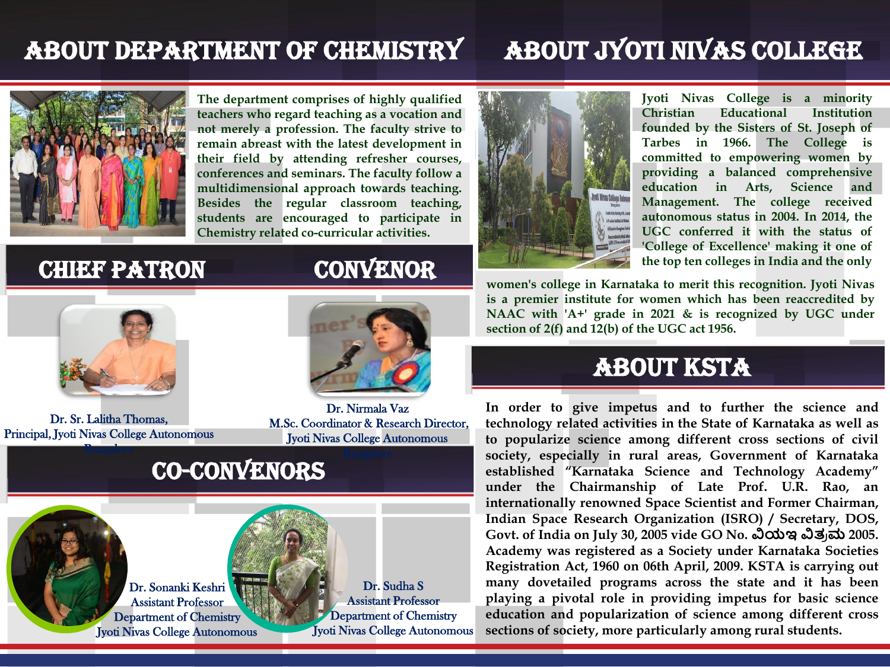# ABOUT DEPARTMENT OF CHEMISTRY

**The department comprises of highly qualified teachers who regard teaching as a vocation and not merely a profession. The faculty strive to remain abreast with the latest development in their field by attending refresher courses, conferences and seminars. The faculty follow a multidimensional approach towards teaching. Besides the regular classroom teaching, students are encouraged to participate in Chemistry related co-curricular activities.**

## CHIEF PATRON

Dr. Sr. Lalitha Thomas,
Principal, Jyoti Nivas College Autonomous
Bangalore

## CONVENOR

Dr. Nirmala Vaz
M.Sc. Coordinator & Research Director,
Jyoti Nivas College Autonomous
Bangalore

## CO-CONVENORS

Dr. Sonanki Keshri
Assistant Professor
Department of Chemistry
Jyoti Nivas College Autonomous

Dr. Sudha S
Assistant Professor
Department of Chemistry
Jyoti Nivas College Autonomous

# ABOUT JYOTI NIVAS COLLEGE

**Jyoti Nivas College is a minority Christian Educational Institution founded by the Sisters of St. Joseph of Tarbes in 1966. The College is committed to empowering women by providing a balanced comprehensive education in Arts, Science and Management. The college received autonomous status in 2004. In 2014, the UGC conferred it with the status of 'College of Excellence' making it one of the top ten colleges in India and the only women's college in Karnataka to merit this recognition. Jyoti Nivas is a premier institute for women which has been reaccredited by NAAC with 'A+' grade in 2021 & is recognized by UGC under section of 2(f) and 12(b) of the UGC act 1956.**

# ABOUT KSTA

**In order to give impetus and to further the science and technology related activities in the State of Karnataka as well as to popularize science among different cross sections of civil society, especially in rural areas, Government of Karnataka established "Karnataka Science and Technology Academy" under the Chairmanship of Late Prof. U.R. Rao, an internationally renowned Space Scientist and Former Chairman, Indian Space Research Organization (ISRO) / Secretary, DOS, Govt. of India on July 30, 2005 vide GO No. ವಿಯಇ ವಿತ್ರಮ 2005. Academy was registered as a Society under Karnataka Societies Registration Act, 1960 on 06th April, 2009. KSTA is carrying out many dovetailed programs across the state and it has been playing a pivotal role in providing impetus for basic science education and popularization of science among different cross sections of society, more particularly among rural students.**